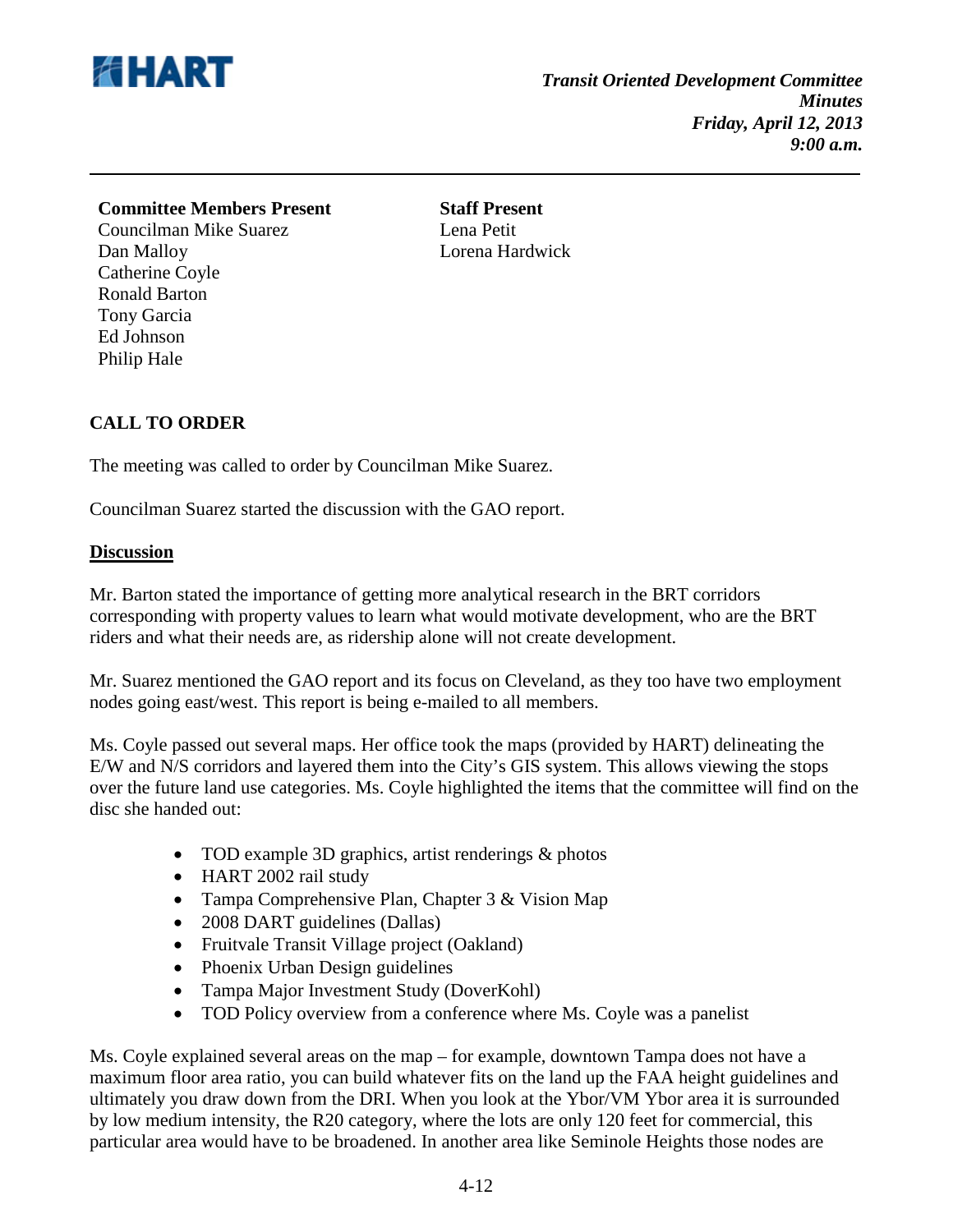*Transit Oriented Development Committee*
*Minutes*
*Friday, April 12, 2013*
*9:00 a.m.*

---

**Committee Members Present**
Councilman Mike Suarez
Dan Malloy
Catherine Coyle
Ronald Barton
Tony Garcia
Ed Johnson
Philip Hale

**Staff Present**
Lena Petit
Lorena Hardwick

## CALL TO ORDER

The meeting was called to order by Councilman Mike Suarez.

Councilman Suarez started the discussion with the GAO report.

### Discussion

Mr. Barton stated the importance of getting more analytical research in the BRT corridors corresponding with property values to learn what would motivate development, who are the BRT riders and what their needs are, as ridership alone will not create development.

Mr. Suarez mentioned the GAO report and its focus on Cleveland, as they too have two employment nodes going east/west. This report is being e-mailed to all members.

Ms. Coyle passed out several maps. Her office took the maps (provided by HART) delineating the E/W and N/S corridors and layered them into the City's GIS system. This allows viewing the stops over the future land use categories. Ms. Coyle highlighted the items that the committee will find on the disc she handed out:

- TOD example 3D graphics, artist renderings & photos
- HART 2002 rail study
- Tampa Comprehensive Plan, Chapter 3 & Vision Map
- 2008 DART guidelines (Dallas)
- Fruitvale Transit Village project (Oakland)
- Phoenix Urban Design guidelines
- Tampa Major Investment Study (DoverKohl)
- TOD Policy overview from a conference where Ms. Coyle was a panelist

Ms. Coyle explained several areas on the map – for example, downtown Tampa does not have a maximum floor area ratio, you can build whatever fits on the land up the FAA height guidelines and ultimately you draw down from the DRI. When you look at the Ybor/VM Ybor area it is surrounded by low medium intensity, the R20 category, where the lots are only 120 feet for commercial, this particular area would have to be broadened. In another area like Seminole Heights those nodes are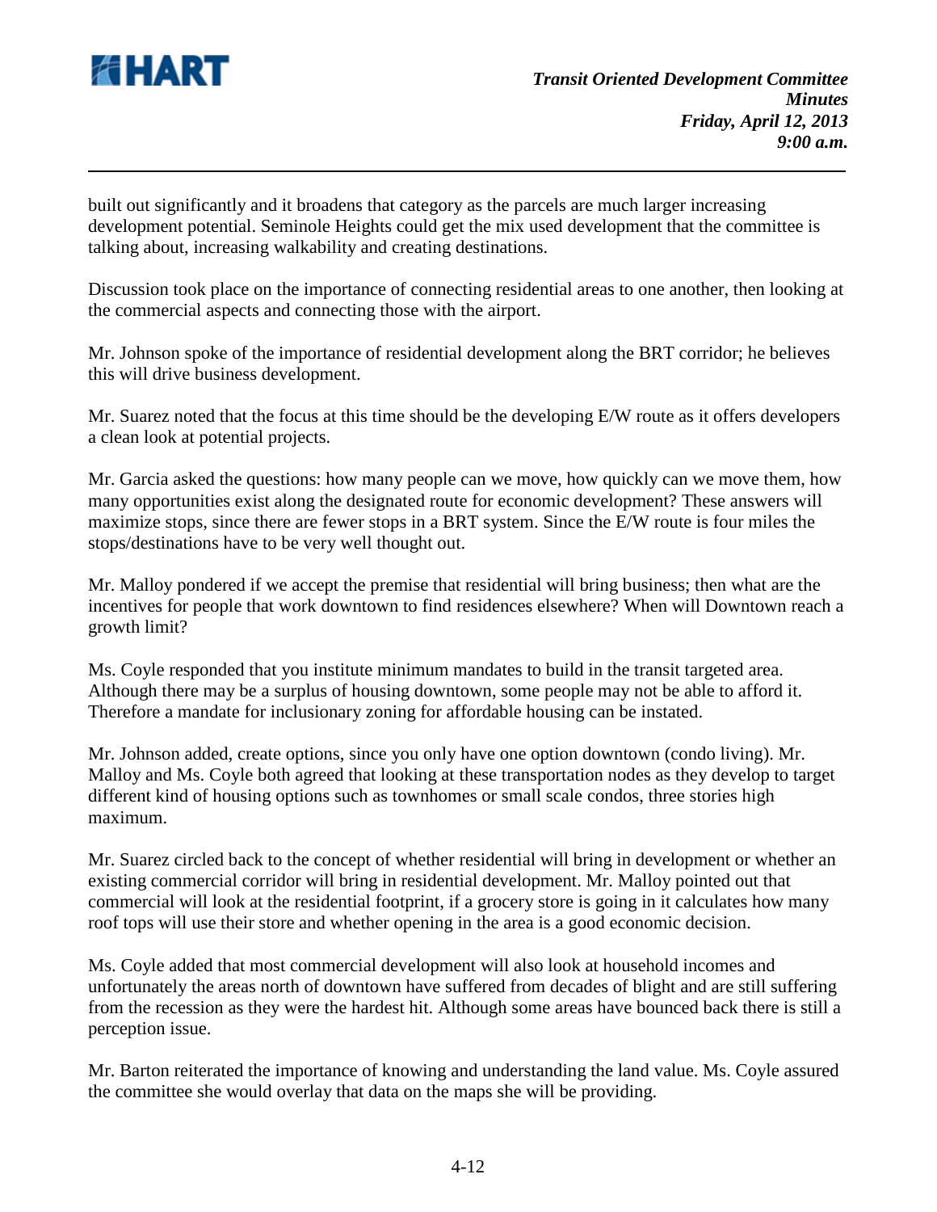built out significantly and it broadens that category as the parcels are much larger increasing development potential. Seminole Heights could get the mix used development that the committee is talking about, increasing walkability and creating destinations.

Discussion took place on the importance of connecting residential areas to one another, then looking at the commercial aspects and connecting those with the airport.

Mr. Johnson spoke of the importance of residential development along the BRT corridor; he believes this will drive business development.

Mr. Suarez noted that the focus at this time should be the developing E/W route as it offers developers a clean look at potential projects.

Mr. Garcia asked the questions: how many people can we move, how quickly can we move them, how many opportunities exist along the designated route for economic development? These answers will maximize stops, since there are fewer stops in a BRT system. Since the E/W route is four miles the stops/destinations have to be very well thought out.

Mr. Malloy pondered if we accept the premise that residential will bring business; then what are the incentives for people that work downtown to find residences elsewhere? When will Downtown reach a growth limit?

Ms. Coyle responded that you institute minimum mandates to build in the transit targeted area. Although there may be a surplus of housing downtown, some people may not be able to afford it. Therefore a mandate for inclusionary zoning for affordable housing can be instated.

Mr. Johnson added, create options, since you only have one option downtown (condo living). Mr. Malloy and Ms. Coyle both agreed that looking at these transportation nodes as they develop to target different kind of housing options such as townhomes or small scale condos, three stories high maximum.

Mr. Suarez circled back to the concept of whether residential will bring in development or whether an existing commercial corridor will bring in residential development. Mr. Malloy pointed out that commercial will look at the residential footprint, if a grocery store is going in it calculates how many roof tops will use their store and whether opening in the area is a good economic decision.

Ms. Coyle added that most commercial development will also look at household incomes and unfortunately the areas north of downtown have suffered from decades of blight and are still suffering from the recession as they were the hardest hit. Although some areas have bounced back there is still a perception issue.

Mr. Barton reiterated the importance of knowing and understanding the land value. Ms. Coyle assured the committee she would overlay that data on the maps she will be providing.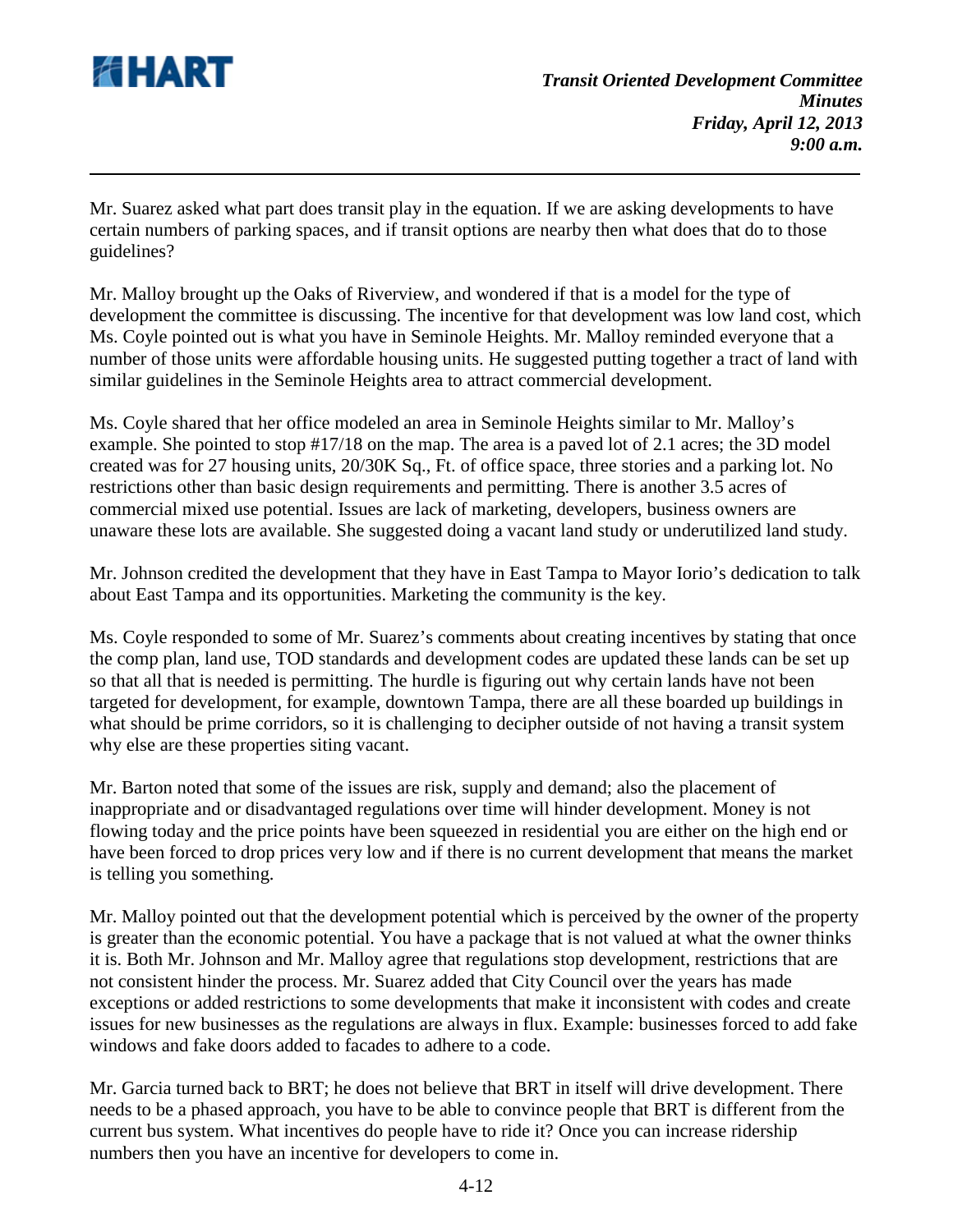Mr. Suarez asked what part does transit play in the equation. If we are asking developments to have certain numbers of parking spaces, and if transit options are nearby then what does that do to those guidelines?

Mr. Malloy brought up the Oaks of Riverview, and wondered if that is a model for the type of development the committee is discussing. The incentive for that development was low land cost, which Ms. Coyle pointed out is what you have in Seminole Heights. Mr. Malloy reminded everyone that a number of those units were affordable housing units. He suggested putting together a tract of land with similar guidelines in the Seminole Heights area to attract commercial development.

Ms. Coyle shared that her office modeled an area in Seminole Heights similar to Mr. Malloy's example. She pointed to stop #17/18 on the map. The area is a paved lot of 2.1 acres; the 3D model created was for 27 housing units, 20/30K Sq., Ft. of office space, three stories and a parking lot. No restrictions other than basic design requirements and permitting. There is another 3.5 acres of commercial mixed use potential. Issues are lack of marketing, developers, business owners are unaware these lots are available. She suggested doing a vacant land study or underutilized land study.

Mr. Johnson credited the development that they have in East Tampa to Mayor Iorio's dedication to talk about East Tampa and its opportunities. Marketing the community is the key.

Ms. Coyle responded to some of Mr. Suarez's comments about creating incentives by stating that once the comp plan, land use, TOD standards and development codes are updated these lands can be set up so that all that is needed is permitting. The hurdle is figuring out why certain lands have not been targeted for development, for example, downtown Tampa, there are all these boarded up buildings in what should be prime corridors, so it is challenging to decipher outside of not having a transit system why else are these properties siting vacant.

Mr. Barton noted that some of the issues are risk, supply and demand; also the placement of inappropriate and or disadvantaged regulations over time will hinder development. Money is not flowing today and the price points have been squeezed in residential you are either on the high end or have been forced to drop prices very low and if there is no current development that means the market is telling you something.

Mr. Malloy pointed out that the development potential which is perceived by the owner of the property is greater than the economic potential. You have a package that is not valued at what the owner thinks it is. Both Mr. Johnson and Mr. Malloy agree that regulations stop development, restrictions that are not consistent hinder the process. Mr. Suarez added that City Council over the years has made exceptions or added restrictions to some developments that make it inconsistent with codes and create issues for new businesses as the regulations are always in flux. Example: businesses forced to add fake windows and fake doors added to facades to adhere to a code.

Mr. Garcia turned back to BRT; he does not believe that BRT in itself will drive development. There needs to be a phased approach, you have to be able to convince people that BRT is different from the current bus system. What incentives do people have to ride it? Once you can increase ridership numbers then you have an incentive for developers to come in.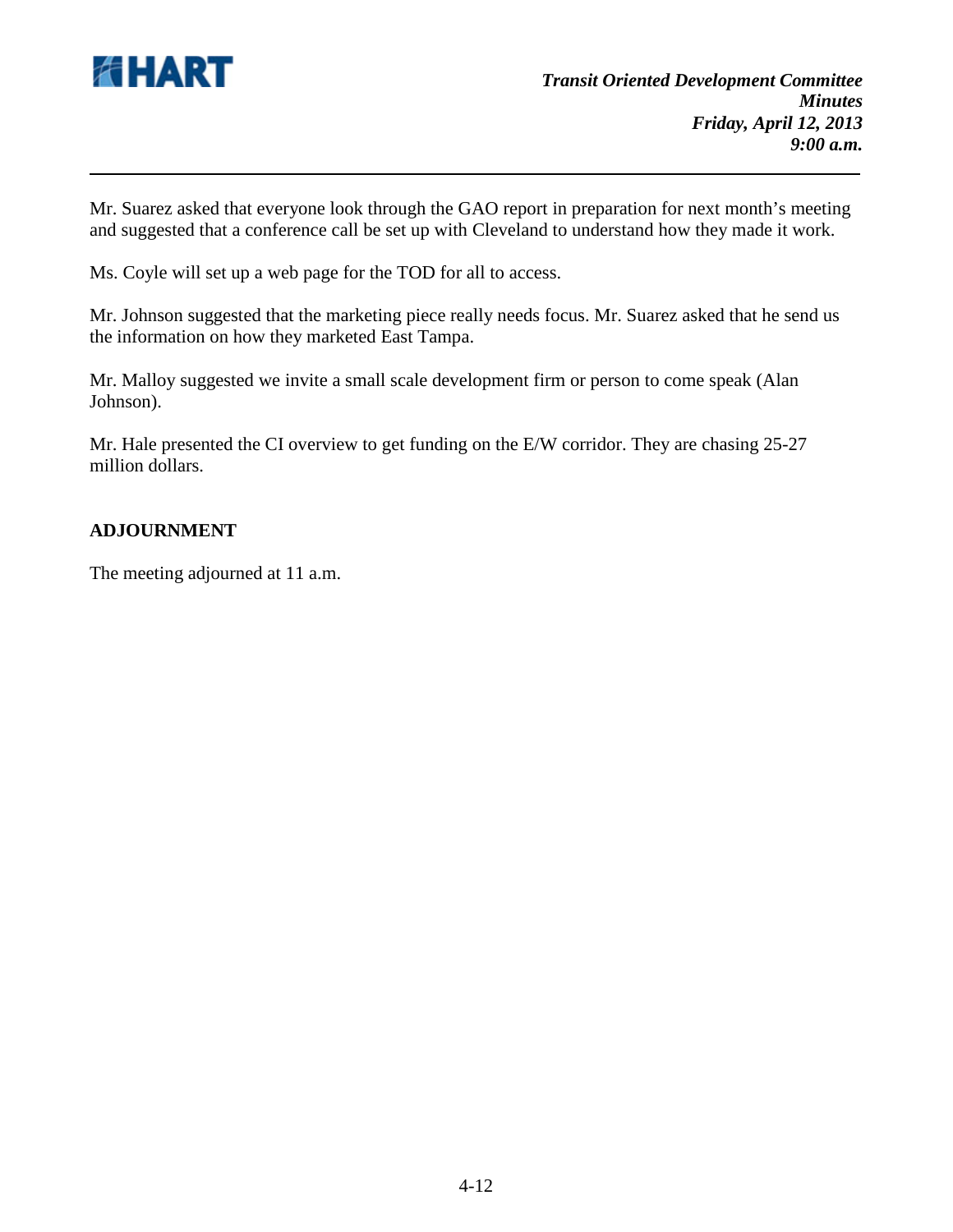Mr. Suarez asked that everyone look through the GAO report in preparation for next month's meeting and suggested that a conference call be set up with Cleveland to understand how they made it work.

Ms. Coyle will set up a web page for the TOD for all to access.

Mr. Johnson suggested that the marketing piece really needs focus. Mr. Suarez asked that he send us the information on how they marketed East Tampa.

Mr. Malloy suggested we invite a small scale development firm or person to come speak (Alan Johnson).

Mr. Hale presented the CI overview to get funding on the E/W corridor. They are chasing 25-27 million dollars.

## ADJOURNMENT

The meeting adjourned at 11 a.m.